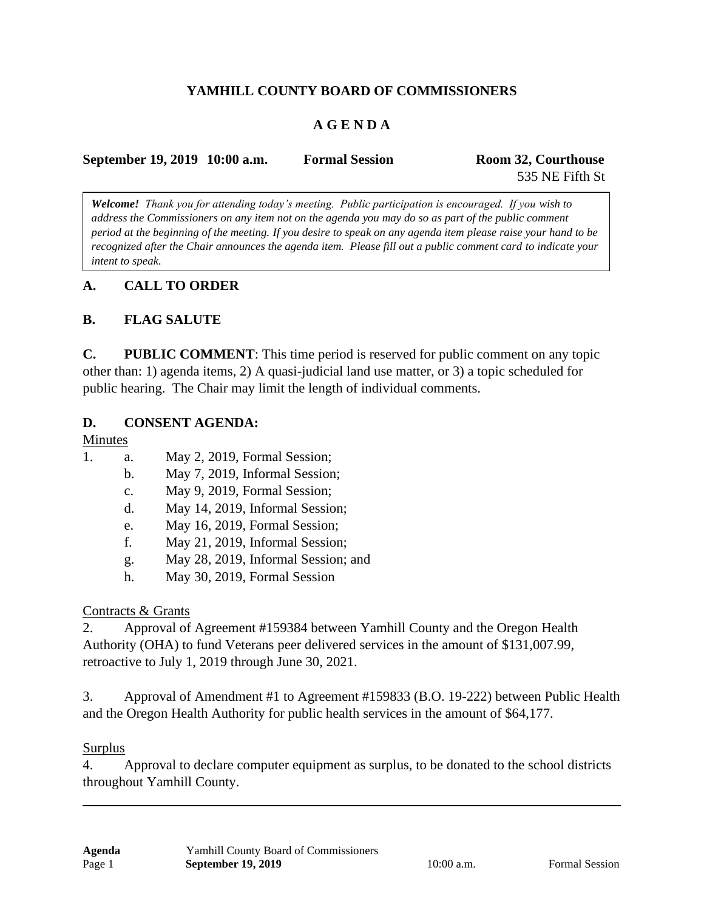# YAMHILL COUNTY BOARD OF COMMISSIONERS

## A G E N D A

**September 19, 2019 10:00 a.m.** **Formal Session** **Room 32, Courthouse**
535 NE Fifth St

> ***Welcome!*** *Thank you for attending today's meeting. Public participation is encouraged. If you wish to address the Commissioners on any item not on the agenda you may do so as part of the public comment period at the beginning of the meeting. If you desire to speak on any agenda item please raise your hand to be recognized after the Chair announces the agenda item. Please fill out a public comment card to indicate your intent to speak.*

### A. CALL TO ORDER

### B. FLAG SALUTE

**C. PUBLIC COMMENT**: This time period is reserved for public comment on any topic other than: 1) agenda items, 2) A quasi-judicial land use matter, or 3) a topic scheduled for public hearing. The Chair may limit the length of individual comments.

### D. CONSENT AGENDA:

Minutes

1. a. May 2, 2019, Formal Session;
   b. May 7, 2019, Informal Session;
   c. May 9, 2019, Formal Session;
   d. May 14, 2019, Informal Session;
   e. May 16, 2019, Formal Session;
   f. May 21, 2019, Informal Session;
   g. May 28, 2019, Informal Session; and
   h. May 30, 2019, Formal Session

Contracts & Grants

2. Approval of Agreement #159384 between Yamhill County and the Oregon Health Authority (OHA) to fund Veterans peer delivered services in the amount of $131,007.99, retroactive to July 1, 2019 through June 30, 2021.

3. Approval of Amendment #1 to Agreement #159833 (B.O. 19-222) between Public Health and the Oregon Health Authority for public health services in the amount of $64,177.

Surplus

4. Approval to declare computer equipment as surplus, to be donated to the school districts throughout Yamhill County.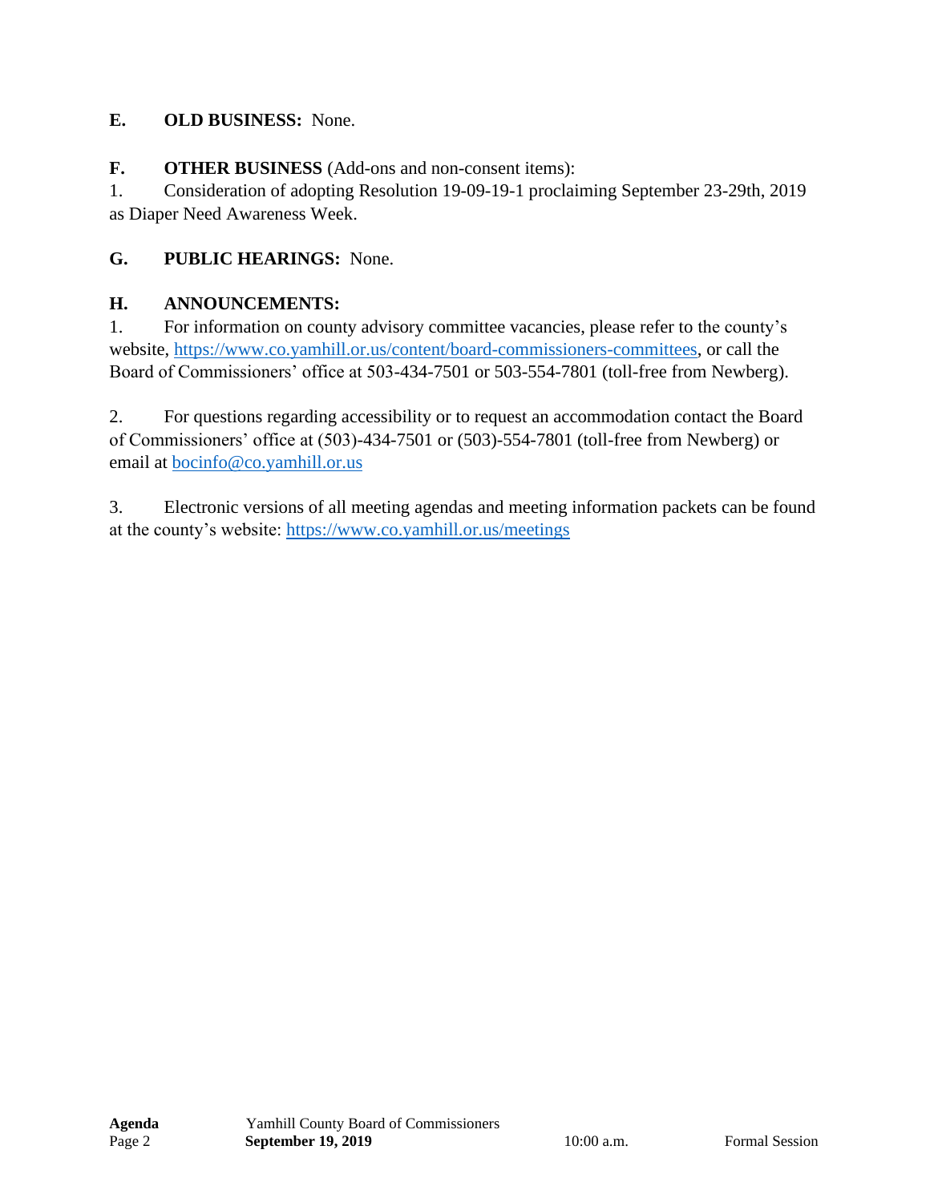**E. OLD BUSINESS:** None.

**F. OTHER BUSINESS** (Add-ons and non-consent items):

1. Consideration of adopting Resolution 19-09-19-1 proclaiming September 23-29th, 2019 as Diaper Need Awareness Week.

**G. PUBLIC HEARINGS:** None.

**H. ANNOUNCEMENTS:**

1. For information on county advisory committee vacancies, please refer to the county's website, https://www.co.yamhill.or.us/content/board-commissioners-committees, or call the Board of Commissioners' office at 503-434-7501 or 503-554-7801 (toll-free from Newberg).

2. For questions regarding accessibility or to request an accommodation contact the Board of Commissioners' office at (503)-434-7501 or (503)-554-7801 (toll-free from Newberg) or email at bocinfo@co.yamhill.or.us

3. Electronic versions of all meeting agendas and meeting information packets can be found at the county's website: https://www.co.yamhill.or.us/meetings